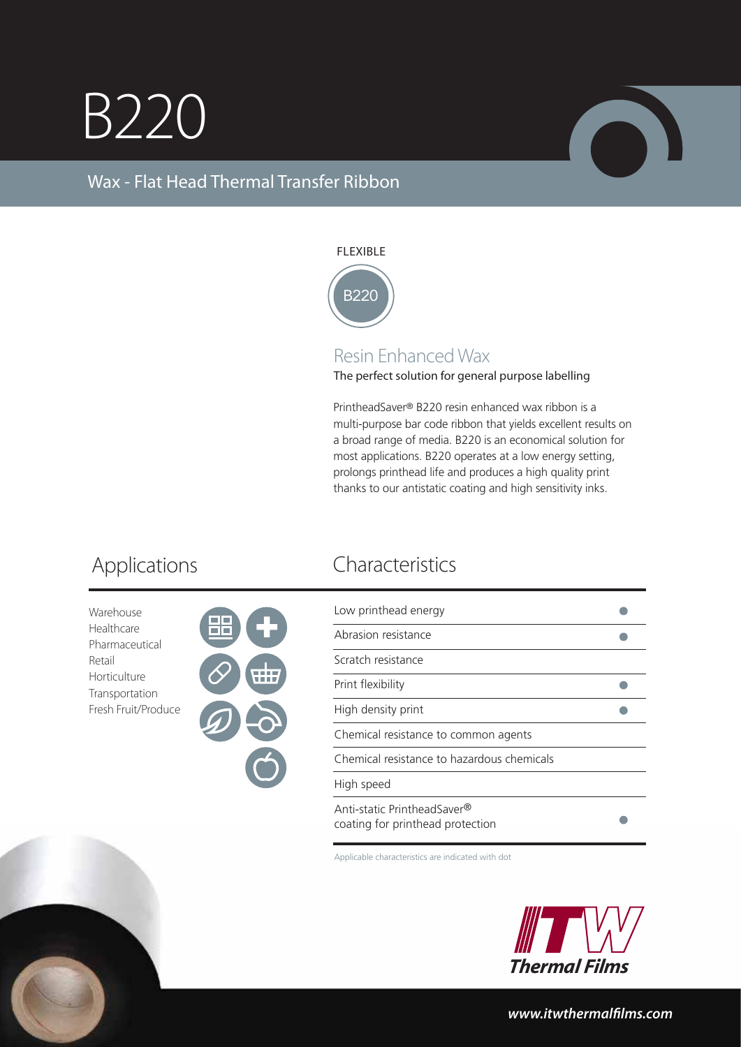# B220

## Wax - Flat Head Thermal Transfer Ribbon

FLEXIBLE

B220

### Resin Enhanced Wax

The perfect solution for general purpose labelling

PrintheadSaver® B220 resin enhanced wax ribbon is a multi-purpose bar code ribbon that yields excellent results on a broad range of media. B220 is an economical solution for most applications. B220 operates at a low energy setting, prolongs printhead life and produces a high quality print thanks to our antistatic coating and high sensitivity inks.

## Applications

- Warehouse
- Healthcare
- Pharmaceutical
- Retail
- Horticulture
- Transportation
- Fresh Fruit/Produce

## Characteristics

| Characteristic | |
|---|---|
| Low printhead energy | ● |
| Abrasion resistance | ● |
| Scratch resistance | |
| Print flexibility | ● |
| High density print | ● |
| Chemical resistance to common agents | |
| Chemical resistance to hazardous chemicals | |
| High speed | |
| Anti-static PrintheadSaver® coating for printhead protection | ● |

Applicable characteristics are indicated with dot

ITW Thermal Films

www.itwthermalfilms.com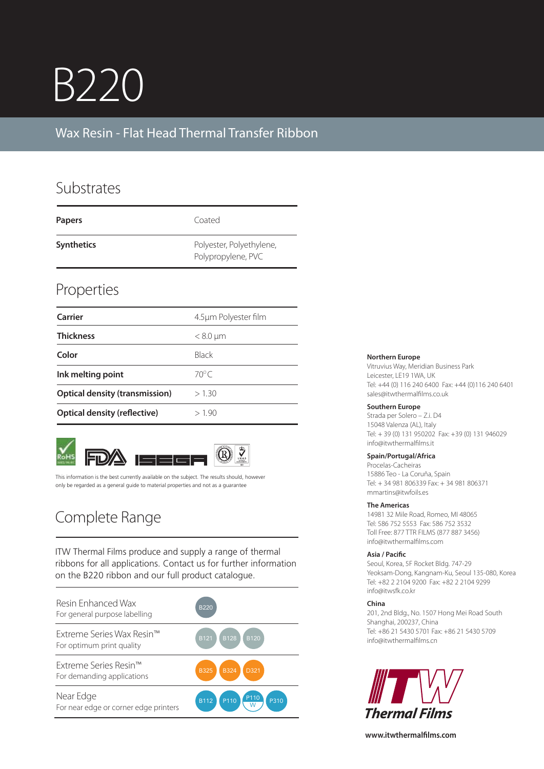# B220

## Wax Resin - Flat Head Thermal Transfer Ribbon

## Substrates

| | |
|---|---|
| **Papers** | Coated |
| **Synthetics** | Polyester, Polyethylene, Polypropylene, PVC |

## Properties

| | |
|---|---|
| **Carrier** | 4.5µm Polyester film |
| **Thickness** | < 8.0 µm |
| **Color** | Black |
| **Ink melting point** | 70°C |
| **Optical density (transmission)** | > 1.30 |
| **Optical density (reflective)** | > 1.90 |

This information is the best currently available on the subject. The results should, however only be regarded as a general guide to material properties and not as a guarantee

## Complete Range

ITW Thermal Films produce and supply a range of thermal ribbons for all applications. Contact us for further information on the B220 ribbon and our full product catalogue.

| | |
|---|---|
| Resin Enhanced Wax<br>For general purpose labelling | B220 |
| Extreme Series Wax Resin™<br>For optimum print quality | B121, B128, B120 |
| Extreme Series Resin™<br>For demanding applications | B325, B324, D321 |
| Near Edge<br>For near edge or corner edge printers | B112, P110, P110 W, P310 |

**Northern Europe**
Vitruvius Way, Meridian Business Park
Leicester, LE19 1WA, UK
Tel: +44 (0) 116 240 6400 Fax: +44 (0)116 240 6401
sales@itwthermalfilms.co.uk

**Southern Europe**
Strada per Solero – Z.i. D4
15048 Valenza (AL), Italy
Tel: + 39 (0) 131 950202 Fax: +39 (0) 131 946029
info@itwthermalfilms.it

**Spain/Portugal/Africa**
Procelas-Cacheiras
15886 Teo - La Coruña, Spain
Tel: + 34 981 806339 Fax: + 34 981 806371
mmartins@itwfoils.es

**The Americas**
14981 32 Mile Road, Romeo, MI 48065
Tel: 586 752 5553 Fax: 586 752 3532
Toll Free: 877 TTR FILMS (877 887 3456)
info@itwthermalfilms.com

**Asia / Pacific**
Seoul, Korea, 5F Rocket Bldg. 747-29
Yeoksam-Dong, Kangnam-Ku, Seoul 135-080, Korea
Tel: +82 2 2104 9200 Fax: +82 2 2104 9299
info@itwsfk.co.kr

**China**
201, 2nd Bldg., No. 1507 Hong Mei Road South
Shanghai, 200237, China
Tel: +86 21 5430 5701 Fax: +86 21 5430 5709
info@itwthermalfilms.cn

ITW Thermal Films

**www.itwthermalfilms.com**